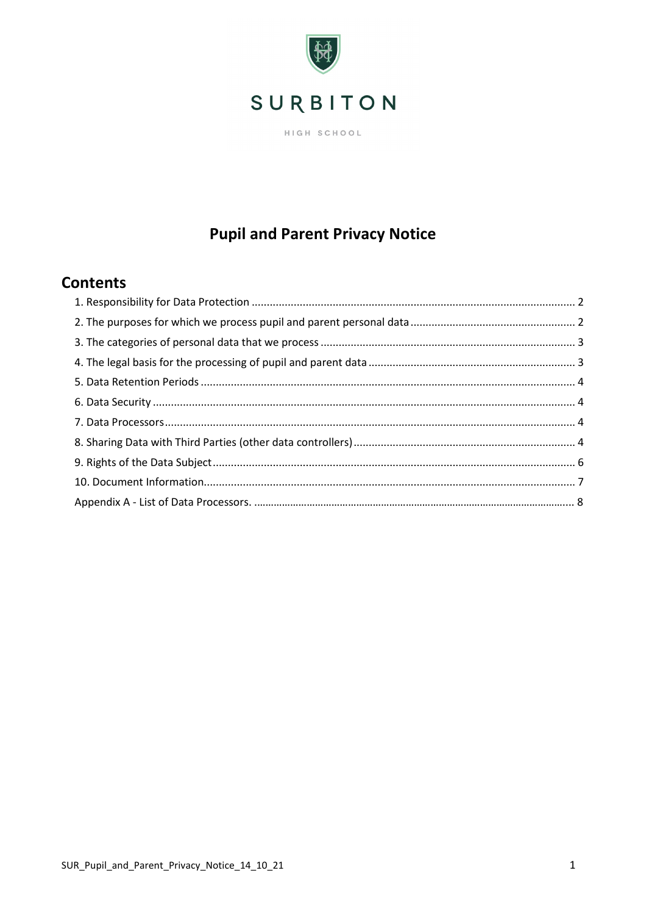SURBITON

HIGH SCHOOL

# Pupil and Parent Privacy Notice

## Contents

1. Responsibility for Data Protection .......... 2
2. The purposes for which we process pupil and parent personal data .......... 2
3. The categories of personal data that we process .......... 3
4. The legal basis for the processing of pupil and parent data .......... 3
5. Data Retention Periods .......... 4
6. Data Security .......... 4
7. Data Processors .......... 4
8. Sharing Data with Third Parties (other data controllers) .......... 4
9. Rights of the Data Subject .......... 6
10. Document Information .......... 7

Appendix A - List of Data Processors. .......... 8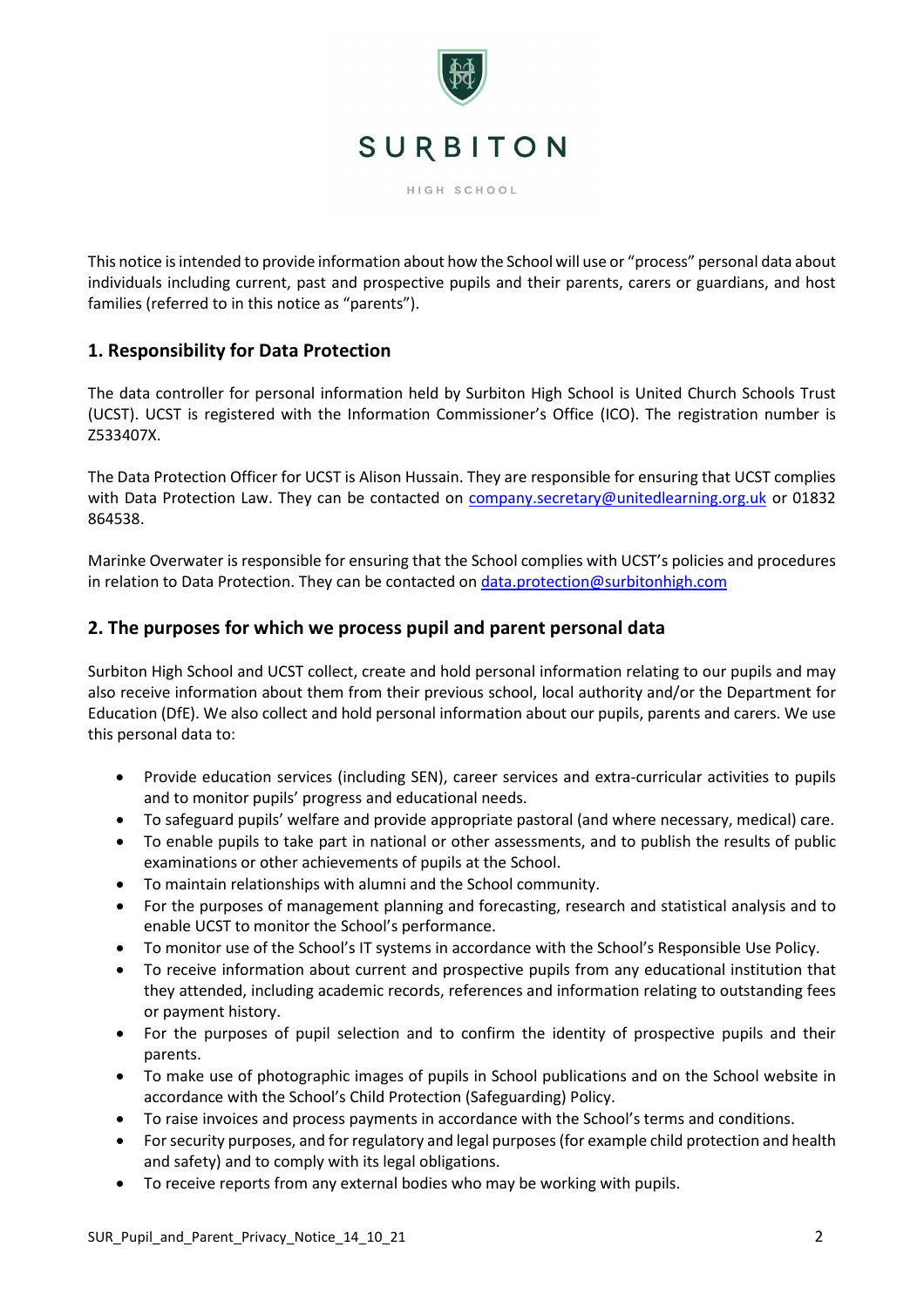SURBITON

HIGH SCHOOL

This notice is intended to provide information about how the School will use or "process" personal data about individuals including current, past and prospective pupils and their parents, carers or guardians, and host families (referred to in this notice as "parents").

## 1. Responsibility for Data Protection

The data controller for personal information held by Surbiton High School is United Church Schools Trust (UCST). UCST is registered with the Information Commissioner's Office (ICO). The registration number is Z533407X.

The Data Protection Officer for UCST is Alison Hussain. They are responsible for ensuring that UCST complies with Data Protection Law. They can be contacted on company.secretary@unitedlearning.org.uk or 01832 864538.

Marinke Overwater is responsible for ensuring that the School complies with UCST's policies and procedures in relation to Data Protection. They can be contacted on data.protection@surbitonhigh.com

## 2. The purposes for which we process pupil and parent personal data

Surbiton High School and UCST collect, create and hold personal information relating to our pupils and may also receive information about them from their previous school, local authority and/or the Department for Education (DfE). We also collect and hold personal information about our pupils, parents and carers. We use this personal data to:

- Provide education services (including SEN), career services and extra-curricular activities to pupils and to monitor pupils' progress and educational needs.
- To safeguard pupils' welfare and provide appropriate pastoral (and where necessary, medical) care.
- To enable pupils to take part in national or other assessments, and to publish the results of public examinations or other achievements of pupils at the School.
- To maintain relationships with alumni and the School community.
- For the purposes of management planning and forecasting, research and statistical analysis and to enable UCST to monitor the School's performance.
- To monitor use of the School's IT systems in accordance with the School's Responsible Use Policy.
- To receive information about current and prospective pupils from any educational institution that they attended, including academic records, references and information relating to outstanding fees or payment history.
- For the purposes of pupil selection and to confirm the identity of prospective pupils and their parents.
- To make use of photographic images of pupils in School publications and on the School website in accordance with the School's Child Protection (Safeguarding) Policy.
- To raise invoices and process payments in accordance with the School's terms and conditions.
- For security purposes, and for regulatory and legal purposes (for example child protection and health and safety) and to comply with its legal obligations.
- To receive reports from any external bodies who may be working with pupils.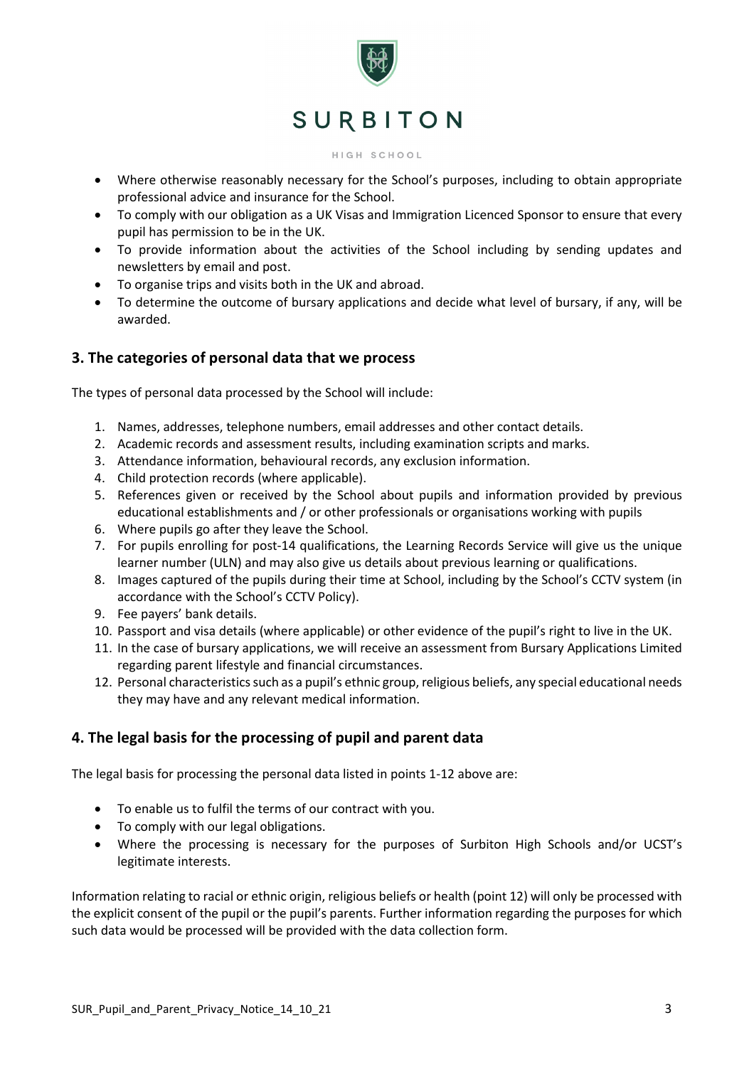- Where otherwise reasonably necessary for the School's purposes, including to obtain appropriate professional advice and insurance for the School.
- To comply with our obligation as a UK Visas and Immigration Licenced Sponsor to ensure that every pupil has permission to be in the UK.
- To provide information about the activities of the School including by sending updates and newsletters by email and post.
- To organise trips and visits both in the UK and abroad.
- To determine the outcome of bursary applications and decide what level of bursary, if any, will be awarded.

## 3. The categories of personal data that we process

The types of personal data processed by the School will include:

1. Names, addresses, telephone numbers, email addresses and other contact details.
2. Academic records and assessment results, including examination scripts and marks.
3. Attendance information, behavioural records, any exclusion information.
4. Child protection records (where applicable).
5. References given or received by the School about pupils and information provided by previous educational establishments and / or other professionals or organisations working with pupils
6. Where pupils go after they leave the School.
7. For pupils enrolling for post-14 qualifications, the Learning Records Service will give us the unique learner number (ULN) and may also give us details about previous learning or qualifications.
8. Images captured of the pupils during their time at School, including by the School's CCTV system (in accordance with the School's CCTV Policy).
9. Fee payers' bank details.
10. Passport and visa details (where applicable) or other evidence of the pupil's right to live in the UK.
11. In the case of bursary applications, we will receive an assessment from Bursary Applications Limited regarding parent lifestyle and financial circumstances.
12. Personal characteristics such as a pupil's ethnic group, religious beliefs, any special educational needs they may have and any relevant medical information.

## 4. The legal basis for the processing of pupil and parent data

The legal basis for processing the personal data listed in points 1-12 above are:

- To enable us to fulfil the terms of our contract with you.
- To comply with our legal obligations.
- Where the processing is necessary for the purposes of Surbiton High Schools and/or UCST's legitimate interests.

Information relating to racial or ethnic origin, religious beliefs or health (point 12) will only be processed with the explicit consent of the pupil or the pupil's parents. Further information regarding the purposes for which such data would be processed will be provided with the data collection form.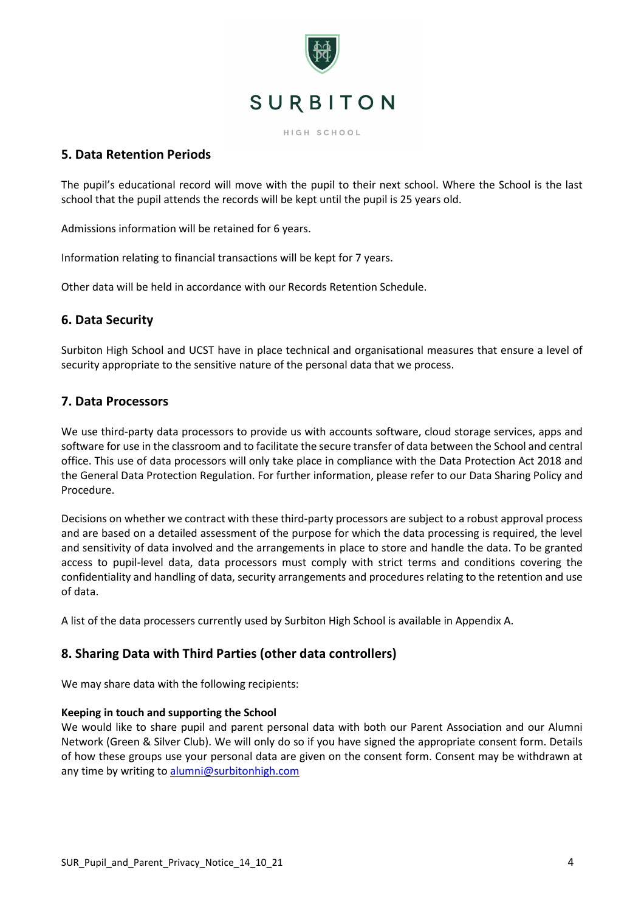## 5. Data Retention Periods

The pupil's educational record will move with the pupil to their next school. Where the School is the last school that the pupil attends the records will be kept until the pupil is 25 years old.

Admissions information will be retained for 6 years.

Information relating to financial transactions will be kept for 7 years.

Other data will be held in accordance with our Records Retention Schedule.

## 6. Data Security

Surbiton High School and UCST have in place technical and organisational measures that ensure a level of security appropriate to the sensitive nature of the personal data that we process.

## 7. Data Processors

We use third-party data processors to provide us with accounts software, cloud storage services, apps and software for use in the classroom and to facilitate the secure transfer of data between the School and central office. This use of data processors will only take place in compliance with the Data Protection Act 2018 and the General Data Protection Regulation. For further information, please refer to our Data Sharing Policy and Procedure.

Decisions on whether we contract with these third-party processors are subject to a robust approval process and are based on a detailed assessment of the purpose for which the data processing is required, the level and sensitivity of data involved and the arrangements in place to store and handle the data. To be granted access to pupil-level data, data processors must comply with strict terms and conditions covering the confidentiality and handling of data, security arrangements and procedures relating to the retention and use of data.

A list of the data processers currently used by Surbiton High School is available in Appendix A.

## 8. Sharing Data with Third Parties (other data controllers)

We may share data with the following recipients:

**Keeping in touch and supporting the School**
We would like to share pupil and parent personal data with both our Parent Association and our Alumni Network (Green & Silver Club). We will only do so if you have signed the appropriate consent form. Details of how these groups use your personal data are given on the consent form. Consent may be withdrawn at any time by writing to alumni@surbitonhigh.com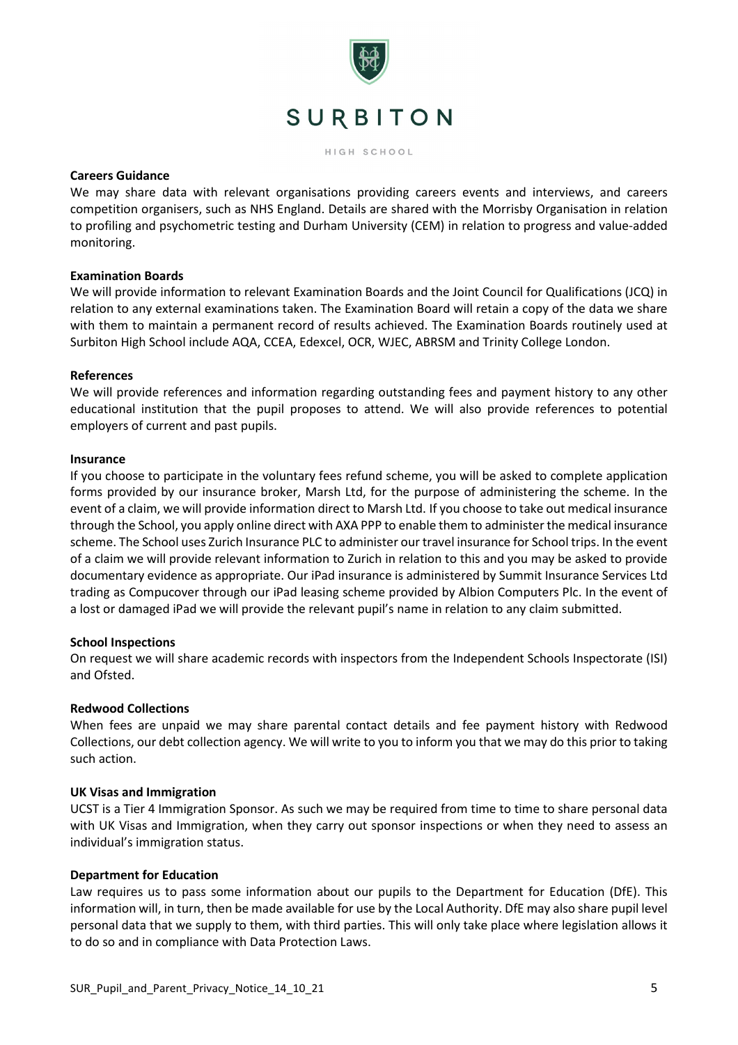**Careers Guidance**

We may share data with relevant organisations providing careers events and interviews, and careers competition organisers, such as NHS England. Details are shared with the Morrisby Organisation in relation to profiling and psychometric testing and Durham University (CEM) in relation to progress and value-added monitoring.

**Examination Boards**

We will provide information to relevant Examination Boards and the Joint Council for Qualifications (JCQ) in relation to any external examinations taken. The Examination Board will retain a copy of the data we share with them to maintain a permanent record of results achieved. The Examination Boards routinely used at Surbiton High School include AQA, CCEA, Edexcel, OCR, WJEC, ABRSM and Trinity College London.

**References**

We will provide references and information regarding outstanding fees and payment history to any other educational institution that the pupil proposes to attend. We will also provide references to potential employers of current and past pupils.

**Insurance**

If you choose to participate in the voluntary fees refund scheme, you will be asked to complete application forms provided by our insurance broker, Marsh Ltd, for the purpose of administering the scheme. In the event of a claim, we will provide information direct to Marsh Ltd. If you choose to take out medical insurance through the School, you apply online direct with AXA PPP to enable them to administer the medical insurance scheme. The School uses Zurich Insurance PLC to administer our travel insurance for School trips. In the event of a claim we will provide relevant information to Zurich in relation to this and you may be asked to provide documentary evidence as appropriate. Our iPad insurance is administered by Summit Insurance Services Ltd trading as Compucover through our iPad leasing scheme provided by Albion Computers Plc. In the event of a lost or damaged iPad we will provide the relevant pupil's name in relation to any claim submitted.

**School Inspections**

On request we will share academic records with inspectors from the Independent Schools Inspectorate (ISI) and Ofsted.

**Redwood Collections**

When fees are unpaid we may share parental contact details and fee payment history with Redwood Collections, our debt collection agency. We will write to you to inform you that we may do this prior to taking such action.

**UK Visas and Immigration**

UCST is a Tier 4 Immigration Sponsor. As such we may be required from time to time to share personal data with UK Visas and Immigration, when they carry out sponsor inspections or when they need to assess an individual's immigration status.

**Department for Education**

Law requires us to pass some information about our pupils to the Department for Education (DfE). This information will, in turn, then be made available for use by the Local Authority. DfE may also share pupil level personal data that we supply to them, with third parties. This will only take place where legislation allows it to do so and in compliance with Data Protection Laws.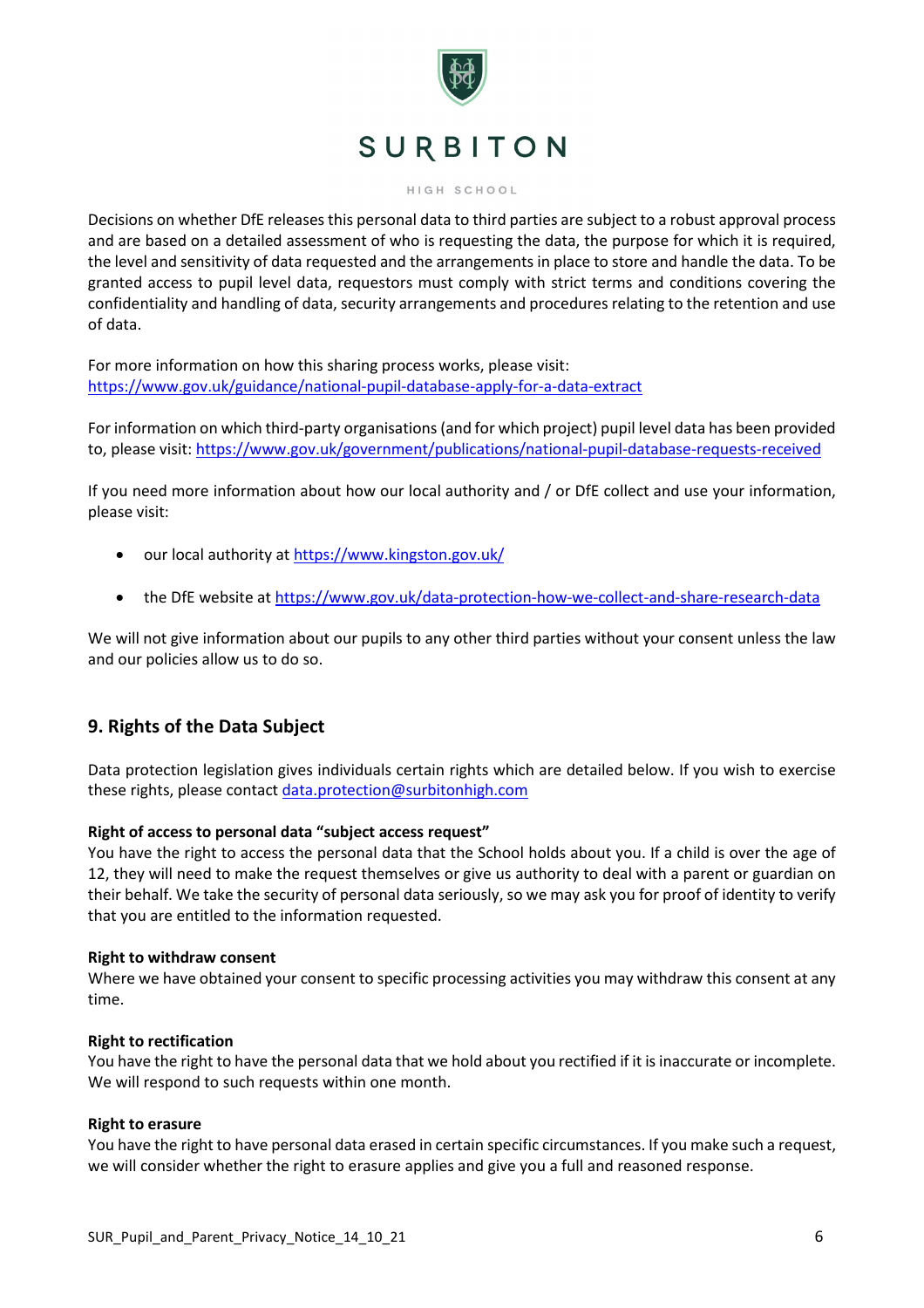Decisions on whether DfE releases this personal data to third parties are subject to a robust approval process and are based on a detailed assessment of who is requesting the data, the purpose for which it is required, the level and sensitivity of data requested and the arrangements in place to store and handle the data. To be granted access to pupil level data, requestors must comply with strict terms and conditions covering the confidentiality and handling of data, security arrangements and procedures relating to the retention and use of data.

For more information on how this sharing process works, please visit:
https://www.gov.uk/guidance/national-pupil-database-apply-for-a-data-extract

For information on which third-party organisations (and for which project) pupil level data has been provided to, please visit: https://www.gov.uk/government/publications/national-pupil-database-requests-received

If you need more information about how our local authority and / or DfE collect and use your information, please visit:

- our local authority at https://www.kingston.gov.uk/
- the DfE website at https://www.gov.uk/data-protection-how-we-collect-and-share-research-data

We will not give information about our pupils to any other third parties without your consent unless the law and our policies allow us to do so.

## 9. Rights of the Data Subject

Data protection legislation gives individuals certain rights which are detailed below. If you wish to exercise these rights, please contact data.protection@surbitonhigh.com

**Right of access to personal data "subject access request"**
You have the right to access the personal data that the School holds about you. If a child is over the age of 12, they will need to make the request themselves or give us authority to deal with a parent or guardian on their behalf. We take the security of personal data seriously, so we may ask you for proof of identity to verify that you are entitled to the information requested.

**Right to withdraw consent**
Where we have obtained your consent to specific processing activities you may withdraw this consent at any time.

**Right to rectification**
You have the right to have the personal data that we hold about you rectified if it is inaccurate or incomplete. We will respond to such requests within one month.

**Right to erasure**
You have the right to have personal data erased in certain specific circumstances. If you make such a request, we will consider whether the right to erasure applies and give you a full and reasoned response.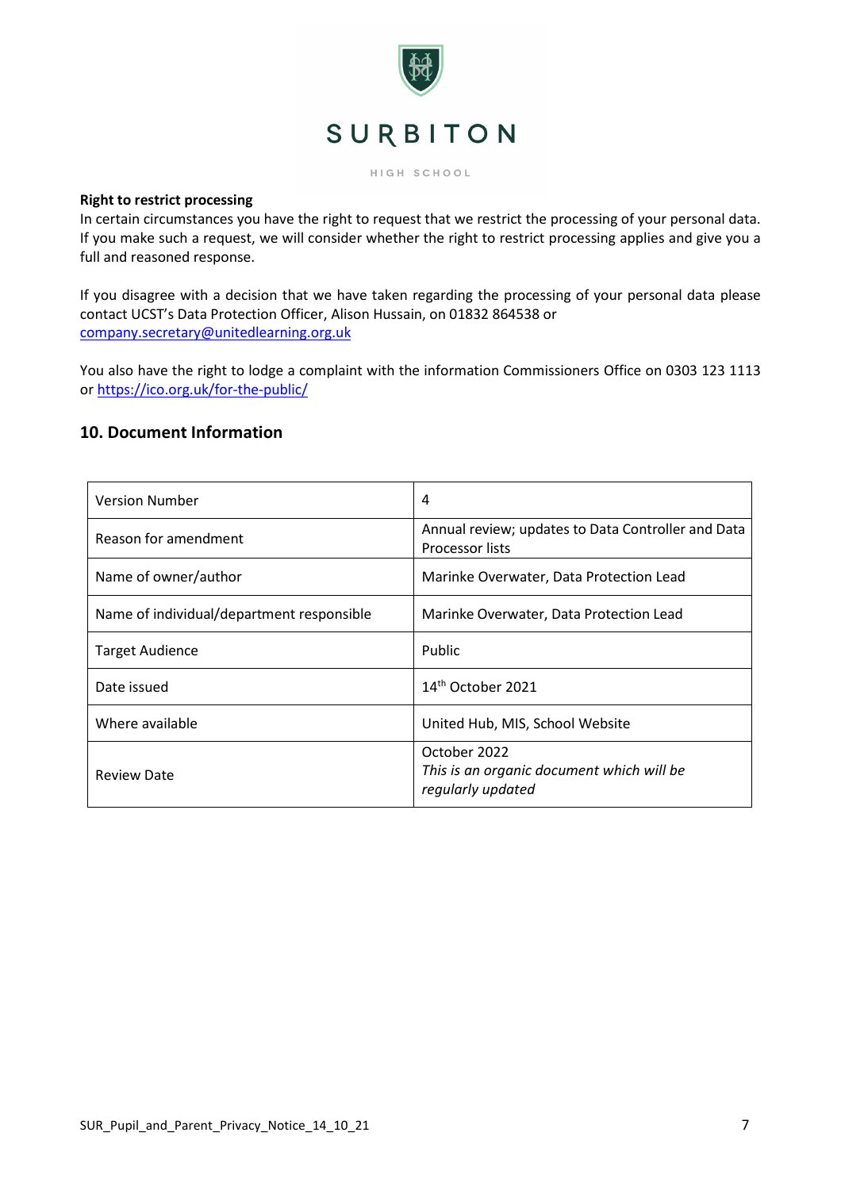**Right to restrict processing**
In certain circumstances you have the right to request that we restrict the processing of your personal data. If you make such a request, we will consider whether the right to restrict processing applies and give you a full and reasoned response.

If you disagree with a decision that we have taken regarding the processing of your personal data please contact UCST's Data Protection Officer, Alison Hussain, on 01832 864538 or company.secretary@unitedlearning.org.uk

You also have the right to lodge a complaint with the information Commissioners Office on 0303 123 1113 or https://ico.org.uk/for-the-public/

## 10. Document Information

| | |
|---|---|
| Version Number | 4 |
| Reason for amendment | Annual review; updates to Data Controller and Data Processor lists |
| Name of owner/author | Marinke Overwater, Data Protection Lead |
| Name of individual/department responsible | Marinke Overwater, Data Protection Lead |
| Target Audience | Public |
| Date issued | 14th October 2021 |
| Where available | United Hub, MIS, School Website |
| Review Date | October 2022<br>*This is an organic document which will be regularly updated* |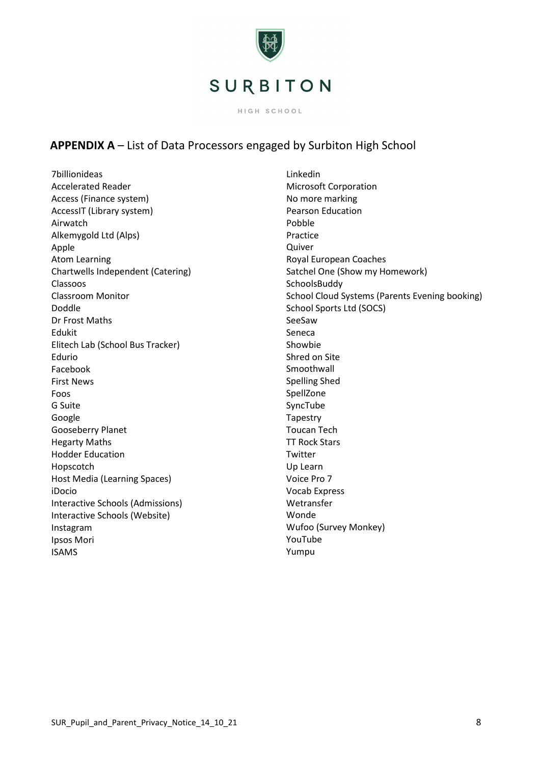SURBITON

HIGH SCHOOL

## APPENDIX A – List of Data Processors engaged by Surbiton High School

- 7billionideas
- Accelerated Reader
- Access (Finance system)
- AccessIT (Library system)
- Airwatch
- Alkemygold Ltd (Alps)
- Apple
- Atom Learning
- Chartwells Independent (Catering)
- Classoos
- Classroom Monitor
- Doddle
- Dr Frost Maths
- Edukit
- Elitech Lab (School Bus Tracker)
- Edurio
- Facebook
- First News
- Foos
- G Suite
- Google
- Gooseberry Planet
- Hegarty Maths
- Hodder Education
- Hopscotch
- Host Media (Learning Spaces)
- iDocio
- Interactive Schools (Admissions)
- Interactive Schools (Website)
- Instagram
- Ipsos Mori
- ISAMS
- Linkedin
- Microsoft Corporation
- No more marking
- Pearson Education
- Pobble
- Practice
- Quiver
- Royal European Coaches
- Satchel One (Show my Homework)
- SchoolsBuddy
- School Cloud Systems (Parents Evening booking)
- School Sports Ltd (SOCS)
- SeeSaw
- Seneca
- Showbie
- Shred on Site
- Smoothwall
- Spelling Shed
- SpellZone
- SyncTube
- Tapestry
- Toucan Tech
- TT Rock Stars
- Twitter
- Up Learn
- Voice Pro 7
- Vocab Express
- Wetransfer
- Wonde
- Wufoo (Survey Monkey)
- YouTube
- Yumpu